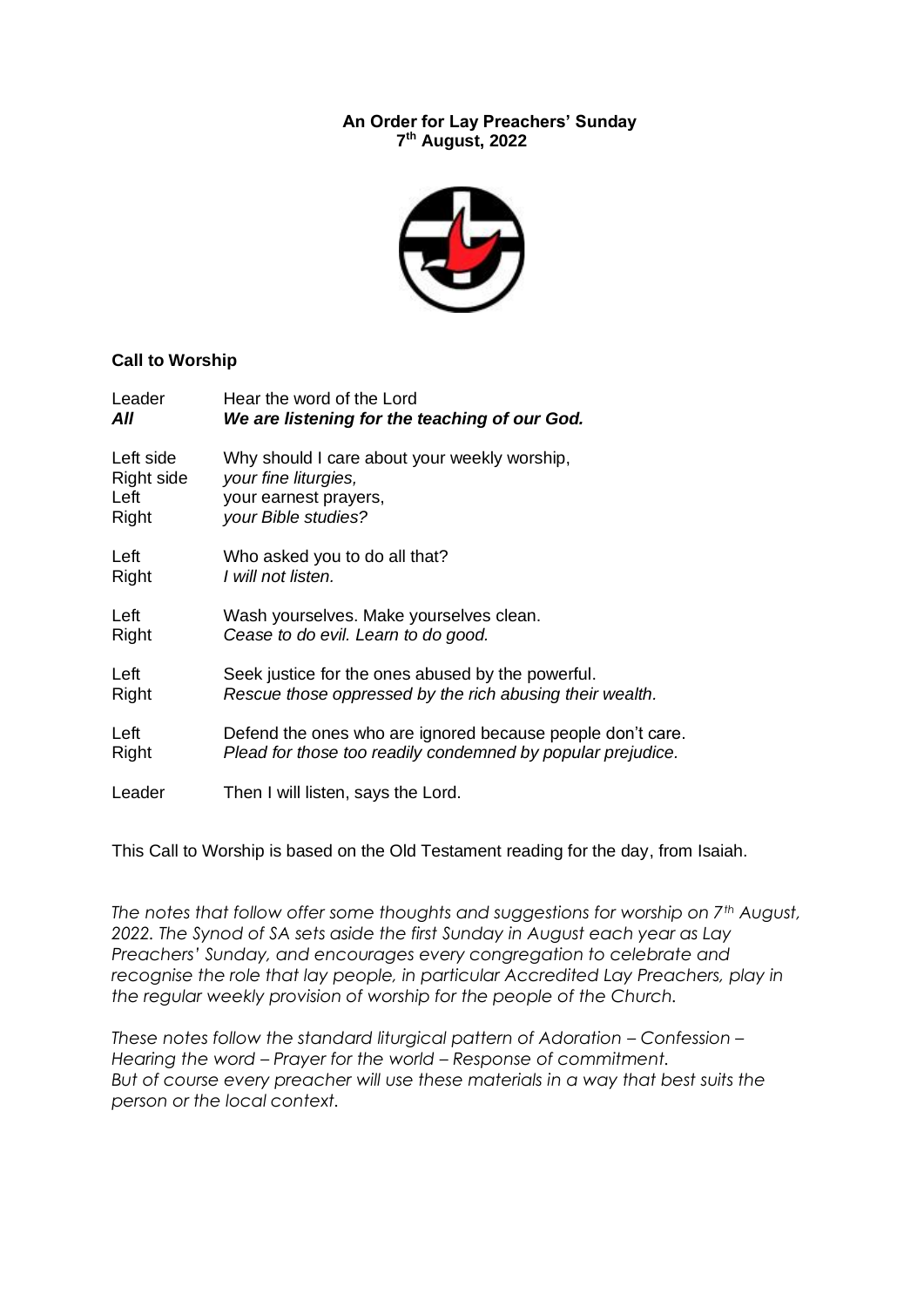**An Order for Lay Preachers' Sunday**
**7th August, 2022**

**Call to Worship**

| | |
|---|---|
| Leader | Hear the word of the Lord |
| ***All*** | ***We are listening for the teaching of our God.*** |
| Left side | Why should I care about your weekly worship, |
| Right side | *your fine liturgies,* |
| Left | your earnest prayers, |
| Right | *your Bible studies?* |
| Left | Who asked you to do all that? |
| Right | *I will not listen.* |
| Left | Wash yourselves. Make yourselves clean. |
| Right | *Cease to do evil. Learn to do good.* |
| Left | Seek justice for the ones abused by the powerful. |
| Right | *Rescue those oppressed by the rich abusing their wealth.* |
| Left | Defend the ones who are ignored because people don't care. |
| Right | *Plead for those too readily condemned by popular prejudice.* |
| Leader | Then I will listen, says the Lord. |

This Call to Worship is based on the Old Testament reading for the day, from Isaiah.

*The notes that follow offer some thoughts and suggestions for worship on 7th August, 2022. The Synod of SA sets aside the first Sunday in August each year as Lay Preachers' Sunday, and encourages every congregation to celebrate and recognise the role that lay people, in particular Accredited Lay Preachers, play in the regular weekly provision of worship for the people of the Church.*

*These notes follow the standard liturgical pattern of Adoration – Confession – Hearing the word – Prayer for the world – Response of commitment.*
*But of course every preacher will use these materials in a way that best suits the person or the local context.*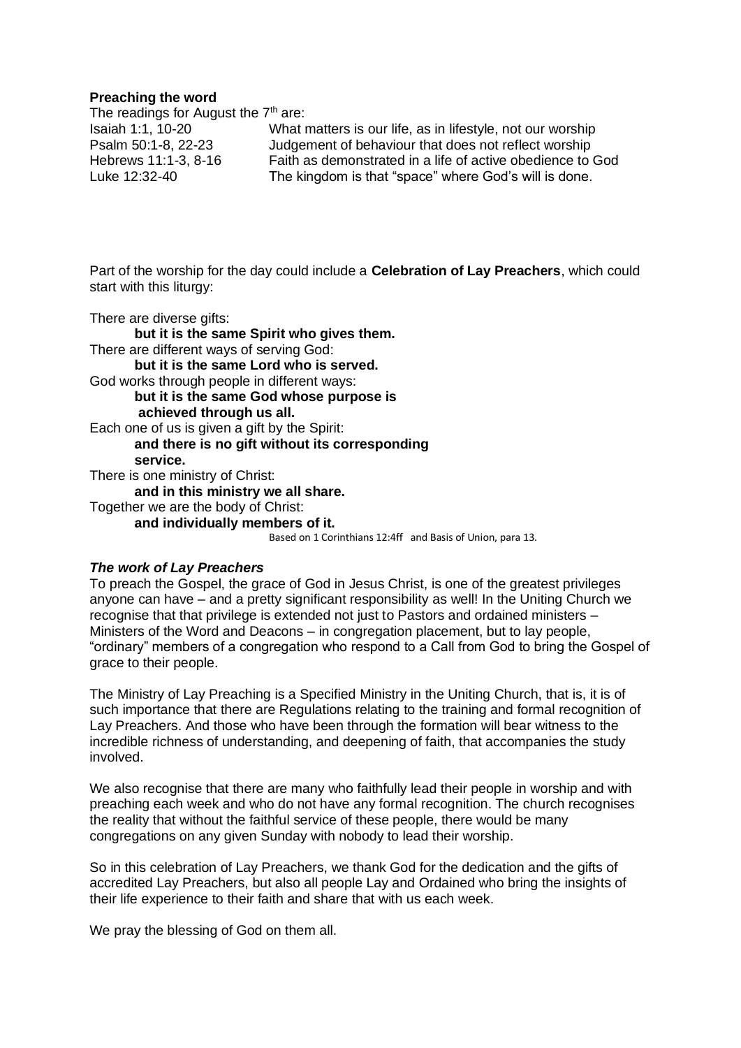**Preaching the word**

The readings for August the 7th are:

| | |
|---|---|
| Isaiah 1:1, 10-20 | What matters is our life, as in lifestyle, not our worship |
| Psalm 50:1-8, 22-23 | Judgement of behaviour that does not reflect worship |
| Hebrews 11:1-3, 8-16 | Faith as demonstrated in a life of active obedience to God |
| Luke 12:32-40 | The kingdom is that "space" where God's will is done. |

Part of the worship for the day could include a **Celebration of Lay Preachers**, which could start with this liturgy:

There are diverse gifts:
**but it is the same Spirit who gives them.**
There are different ways of serving God:
**but it is the same Lord who is served.**
God works through people in different ways:
**but it is the same God whose purpose is achieved through us all.**
Each one of us is given a gift by the Spirit:
**and there is no gift without its corresponding service.**
There is one ministry of Christ:
**and in this ministry we all share.**
Together we are the body of Christ:
**and individually members of it.**

Based on 1 Corinthians 12:4ff and Basis of Union, para 13.

***The work of Lay Preachers***

To preach the Gospel, the grace of God in Jesus Christ, is one of the greatest privileges anyone can have – and a pretty significant responsibility as well! In the Uniting Church we recognise that that privilege is extended not just to Pastors and ordained ministers – Ministers of the Word and Deacons – in congregation placement, but to lay people, "ordinary" members of a congregation who respond to a Call from God to bring the Gospel of grace to their people.

The Ministry of Lay Preaching is a Specified Ministry in the Uniting Church, that is, it is of such importance that there are Regulations relating to the training and formal recognition of Lay Preachers. And those who have been through the formation will bear witness to the incredible richness of understanding, and deepening of faith, that accompanies the study involved.

We also recognise that there are many who faithfully lead their people in worship and with preaching each week and who do not have any formal recognition. The church recognises the reality that without the faithful service of these people, there would be many congregations on any given Sunday with nobody to lead their worship.

So in this celebration of Lay Preachers, we thank God for the dedication and the gifts of accredited Lay Preachers, but also all people Lay and Ordained who bring the insights of their life experience to their faith and share that with us each week.

We pray the blessing of God on them all.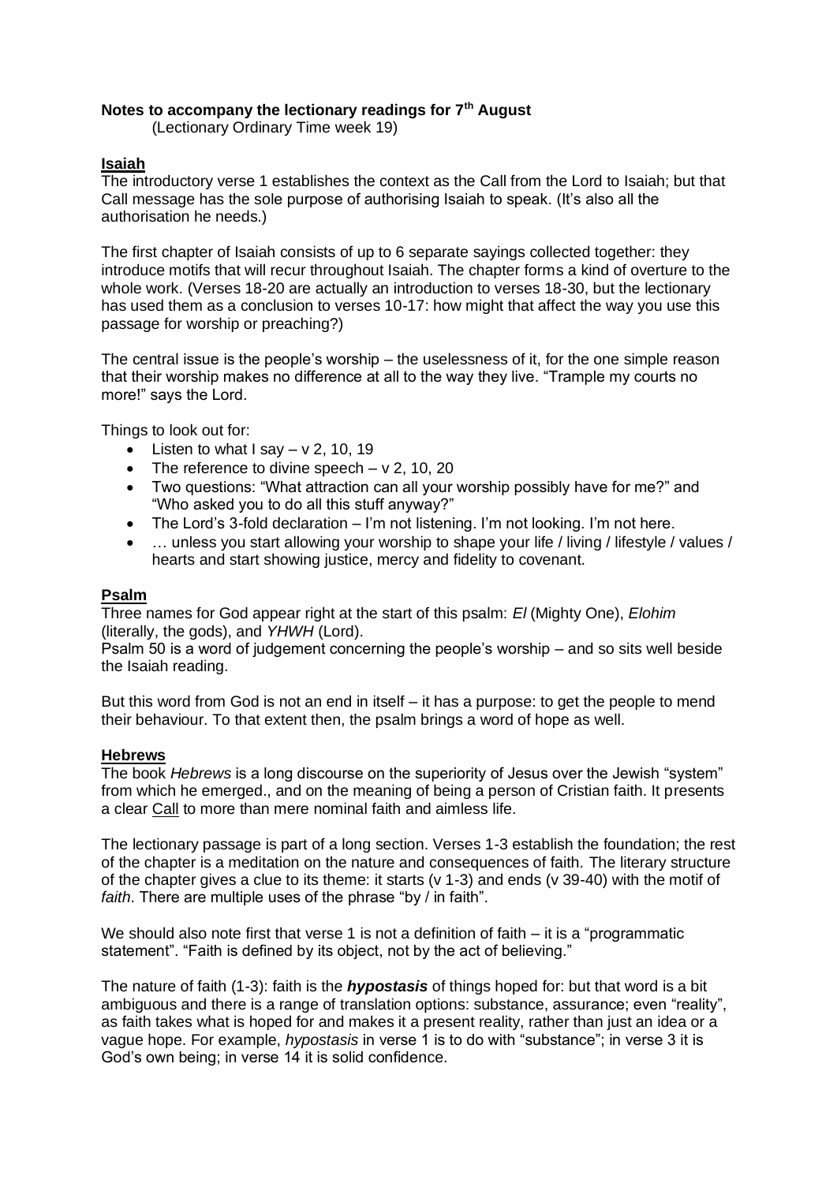**Notes to accompany the lectionary readings for 7th August**
(Lectionary Ordinary Time week 19)

## Isaiah

The introductory verse 1 establishes the context as the Call from the Lord to Isaiah; but that Call message has the sole purpose of authorising Isaiah to speak. (It's also all the authorisation he needs.)

The first chapter of Isaiah consists of up to 6 separate sayings collected together: they introduce motifs that will recur throughout Isaiah. The chapter forms a kind of overture to the whole work. (Verses 18-20 are actually an introduction to verses 18-30, but the lectionary has used them as a conclusion to verses 10-17: how might that affect the way you use this passage for worship or preaching?)

The central issue is the people's worship – the uselessness of it, for the one simple reason that their worship makes no difference at all to the way they live. "Trample my courts no more!" says the Lord.

Things to look out for:

- Listen to what I say – v 2, 10, 19
- The reference to divine speech – v 2, 10, 20
- Two questions: "What attraction can all your worship possibly have for me?" and "Who asked you to do all this stuff anyway?"
- The Lord's 3-fold declaration – I'm not listening. I'm not looking. I'm not here.
- … unless you start allowing your worship to shape your life / living / lifestyle / values / hearts and start showing justice, mercy and fidelity to covenant.

## Psalm

Three names for God appear right at the start of this psalm: *El* (Mighty One), *Elohim* (literally, the gods), and *YHWH* (Lord).
Psalm 50 is a word of judgement concerning the people's worship – and so sits well beside the Isaiah reading.

But this word from God is not an end in itself – it has a purpose: to get the people to mend their behaviour. To that extent then, the psalm brings a word of hope as well.

## Hebrews

The book *Hebrews* is a long discourse on the superiority of Jesus over the Jewish "system" from which he emerged., and on the meaning of being a person of Cristian faith. It presents a clear Call to more than mere nominal faith and aimless life.

The lectionary passage is part of a long section. Verses 1-3 establish the foundation; the rest of the chapter is a meditation on the nature and consequences of faith. The literary structure of the chapter gives a clue to its theme: it starts (v 1-3) and ends (v 39-40) with the motif of *faith*. There are multiple uses of the phrase "by / in faith".

We should also note first that verse 1 is not a definition of faith – it is a "programmatic statement". "Faith is defined by its object, not by the act of believing."

The nature of faith (1-3): faith is the ***hypostasis*** of things hoped for: but that word is a bit ambiguous and there is a range of translation options: substance, assurance; even "reality", as faith takes what is hoped for and makes it a present reality, rather than just an idea or a vague hope. For example, *hypostasis* in verse 1 is to do with "substance"; in verse 3 it is God's own being; in verse 14 it is solid confidence.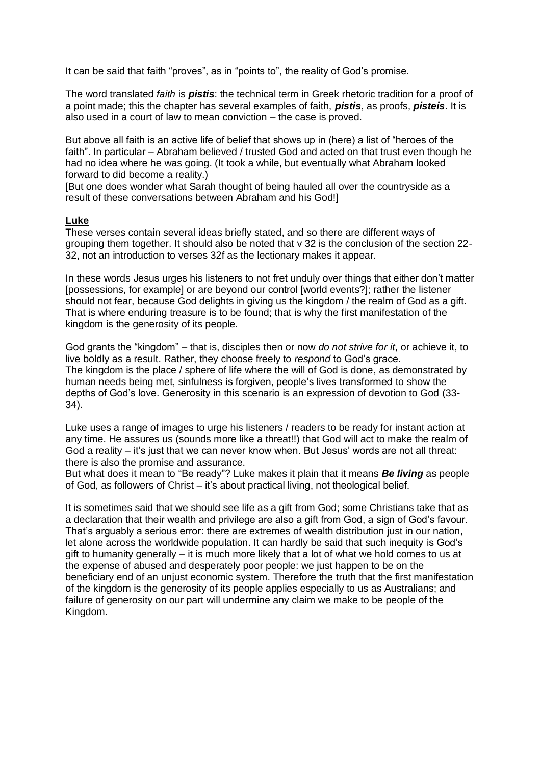It can be said that faith "proves", as in "points to", the reality of God's promise.

The word translated *faith* is ***pistis***: the technical term in Greek rhetoric tradition for a proof of a point made; this the chapter has several examples of faith, ***pistis***, as proofs, ***pisteis***. It is also used in a court of law to mean conviction – the case is proved.

But above all faith is an active life of belief that shows up in (here) a list of "heroes of the faith". In particular – Abraham believed / trusted God and acted on that trust even though he had no idea where he was going. (It took a while, but eventually what Abraham looked forward to did become a reality.)
[But one does wonder what Sarah thought of being hauled all over the countryside as a result of these conversations between Abraham and his God!]

**Luke**

These verses contain several ideas briefly stated, and so there are different ways of grouping them together. It should also be noted that v 32 is the conclusion of the section 22-32, not an introduction to verses 32f as the lectionary makes it appear.

In these words Jesus urges his listeners to not fret unduly over things that either don't matter [possessions, for example] or are beyond our control [world events?]; rather the listener should not fear, because God delights in giving us the kingdom / the realm of God as a gift. That is where enduring treasure is to be found; that is why the first manifestation of the kingdom is the generosity of its people.

God grants the "kingdom" – that is, disciples then or now *do not strive for it*, or achieve it, to live boldly as a result. Rather, they choose freely to *respond* to God's grace.
The kingdom is the place / sphere of life where the will of God is done, as demonstrated by human needs being met, sinfulness is forgiven, people's lives transformed to show the depths of God's love. Generosity in this scenario is an expression of devotion to God (33-34).

Luke uses a range of images to urge his listeners / readers to be ready for instant action at any time. He assures us (sounds more like a threat!!) that God will act to make the realm of God a reality – it's just that we can never know when. But Jesus' words are not all threat: there is also the promise and assurance.
But what does it mean to "Be ready"? Luke makes it plain that it means ***Be living*** as people of God, as followers of Christ – it's about practical living, not theological belief.

It is sometimes said that we should see life as a gift from God; some Christians take that as a declaration that their wealth and privilege are also a gift from God, a sign of God's favour. That's arguably a serious error: there are extremes of wealth distribution just in our nation, let alone across the worldwide population. It can hardly be said that such inequity is God's gift to humanity generally – it is much more likely that a lot of what we hold comes to us at the expense of abused and desperately poor people: we just happen to be on the beneficiary end of an unjust economic system. Therefore the truth that the first manifestation of the kingdom is the generosity of its people applies especially to us as Australians; and failure of generosity on our part will undermine any claim we make to be people of the Kingdom.